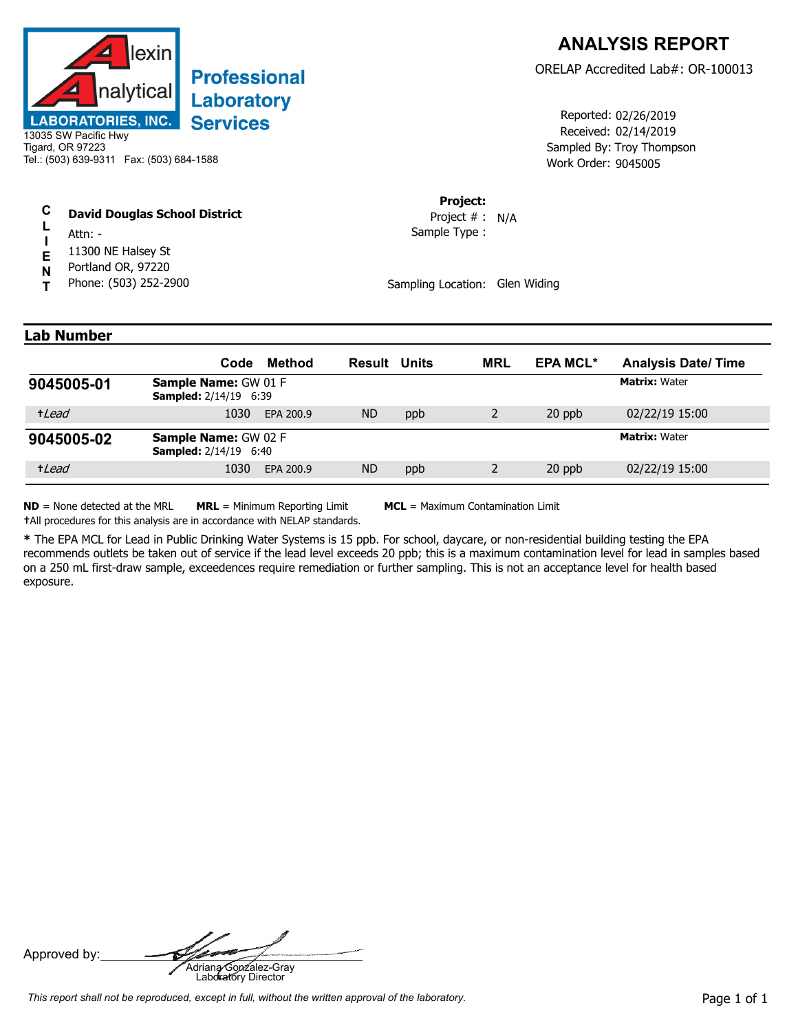# Alexin Analytical Laboratories, Inc.

**Professional Laboratory Services**

13035 SW Pacific Hwy
Tigard, OR 97223
Tel.: (503) 639-9311 Fax: (503) 684-1588

## ANALYSIS REPORT

ORELAP Accredited Lab#: OR-100013

Reported: 02/26/2019
Received: 02/14/2019
Sampled By: Troy Thompson
Work Order: 9045005

**CLIENT**

**David Douglas School District**
Attn: -
11300 NE Halsey St
Portland OR, 97220
Phone: (503) 252-2900

**Project:**
Project # : N/A
Sample Type :

Sampling Location: Glen Widing

### Lab Number

| | Code | Method | Result | Units | MRL | EPA MCL* | Analysis Date/ Time |
|---|---|---|---|---|---|---|---|
| **9045005-01** | **Sample Name:** GW 01 F **Sampled:** 2/14/19 6:39 | | | | | | **Matrix:** Water |
| †*Lead* | 1030 | EPA 200.9 | ND | ppb | 2 | 20 ppb | 02/22/19 15:00 |
| **9045005-02** | **Sample Name:** GW 02 F **Sampled:** 2/14/19 6:40 | | | | | | **Matrix:** Water |
| †*Lead* | 1030 | EPA 200.9 | ND | ppb | 2 | 20 ppb | 02/22/19 15:00 |

**ND** = None detected at the MRL **MRL** = Minimum Reporting Limit **MCL** = Maximum Contamination Limit

†All procedures for this analysis are in accordance with NELAP standards.

**\*** The EPA MCL for Lead in Public Drinking Water Systems is 15 ppb. For school, daycare, or non-residential building testing the EPA recommends outlets be taken out of service if the lead level exceeds 20 ppb; this is a maximum contamination level for lead in samples based on a 250 mL first-draw sample, exceedences require remediation or further sampling. This is not an acceptance level for health based exposure.

Approved by: Adriana Gonzalez-Gray
Laboratory Director

*This report shall not be reproduced, except in full, without the written approval of the laboratory.*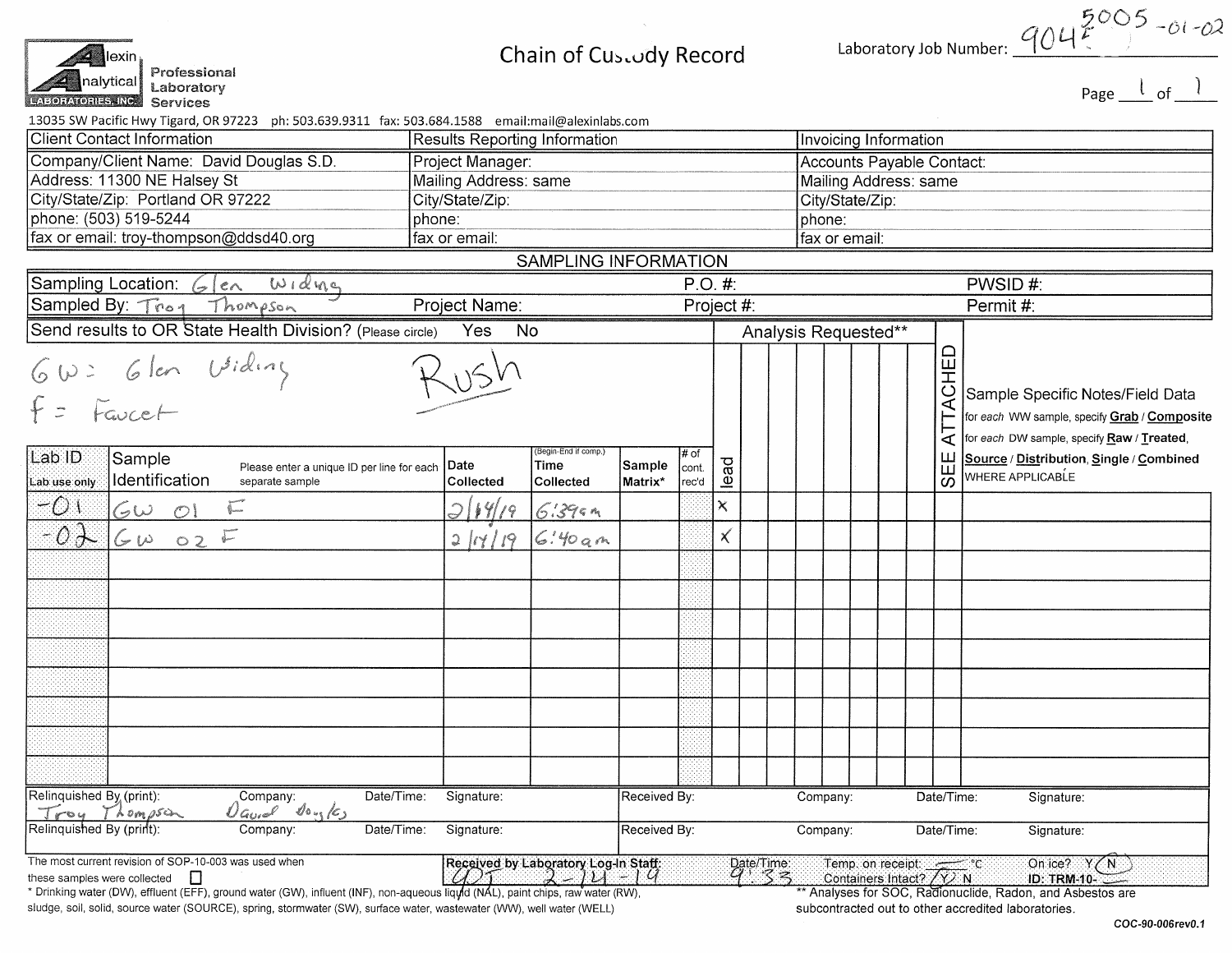Alexin Analytical Laboratories, Inc. Professional Laboratory Services

# Chain of Custody Record

Laboratory Job Number: 9042005-01-02

Page 1 of 1

13035 SW Pacific Hwy Tigard, OR 97223 ph: 503.639.9311 fax: 503.684.1588 email:mail@alexinlabs.com

| Client Contact Information | Results Reporting Information | Invoicing Information |
|---|---|---|
| Company/Client Name: David Douglas S.D. | Project Manager: | Accounts Payable Contact: |
| Address: 11300 NE Halsey St | Mailing Address: same | Mailing Address: same |
| City/State/Zip: Portland OR 97222 | City/State/Zip: | City/State/Zip: |
| phone: (503) 519-5244 | phone: | phone: |
| fax or email: troy-thompson@ddsd40.org | fax or email: | fax or email: |

## SAMPLING INFORMATION

| | | |
|---|---|---|
| Sampling Location: Glen Widing | P.O. #: | PWSID #: |
| Sampled By: Troy Thompson Project Name: | Project #: | Permit #: |

Send results to OR State Health Division? (Please circle) Yes No

GW = Glen Widing
F = Faucet

Rush

Analysis Requested**

| Lab ID (Lab use only) | Sample Identification (Please enter a unique ID per line for each separate sample) | Date Collected | Time Collected (Begin-End if comp.) | Sample Matrix* | # of cont. rec'd | lead | | | | | | | | SEE ATTACHED | Sample Specific Notes/Field Data (for each WW sample, specify Grab / Composite; for each DW sample, specify Raw / Treated, Source / Distribution, Single / Combined WHERE APPLICABLE) |
|---|---|---|---|---|---|---|---|---|---|---|---|---|---|---|---|
| -01 | GW 01 F | 2/14/19 | 6:39am | | | x | | | | | | | | | |
| -02 | GW 02 F | 2/14/19 | 6:40am | | | x | | | | | | | | | |
| | | | | | | | | | | | | | | | |
| | | | | | | | | | | | | | | | |
| | | | | | | | | | | | | | | | |
| | | | | | | | | | | | | | | | |
| | | | | | | | | | | | | | | | |
| | | | | | | | | | | | | | | | |
| | | | | | | | | | | | | | | | |

| Relinquished By (print): | Company: | Date/Time: | Signature: | Received By: | Company: | Date/Time: | Signature: |
|---|---|---|---|---|---|---|---|
| Troy Thompson | David Douglas | | | | | | |
| Relinquished By (print): | Company: | Date/Time: | Signature: | Received By: | Company: | Date/Time: | Signature: |
| | | | | | | | |

The most current revision of SOP-10-003 was used when these samples were collected ☐

Received by Laboratory Log-In Staff: QT 2-14-19 Date/Time: 9:33 Temp. on receipt: — °C On ice? Y (N) Containers Intact? (Y) N ID: TRM-10-

* Drinking water (DW), effluent (EFF), ground water (GW), influent (INF), non-aqueous liquid (NAL), paint chips, raw water (RW), sludge, soil, solid, source water (SOURCE), spring, stormwater (SW), surface water, wastewater (WW), well water (WELL)

** Analyses for SOC, Radionuclide, Radon, and Asbestos are subcontracted out to other accredited laboratories.

COC-90-006rev0.1